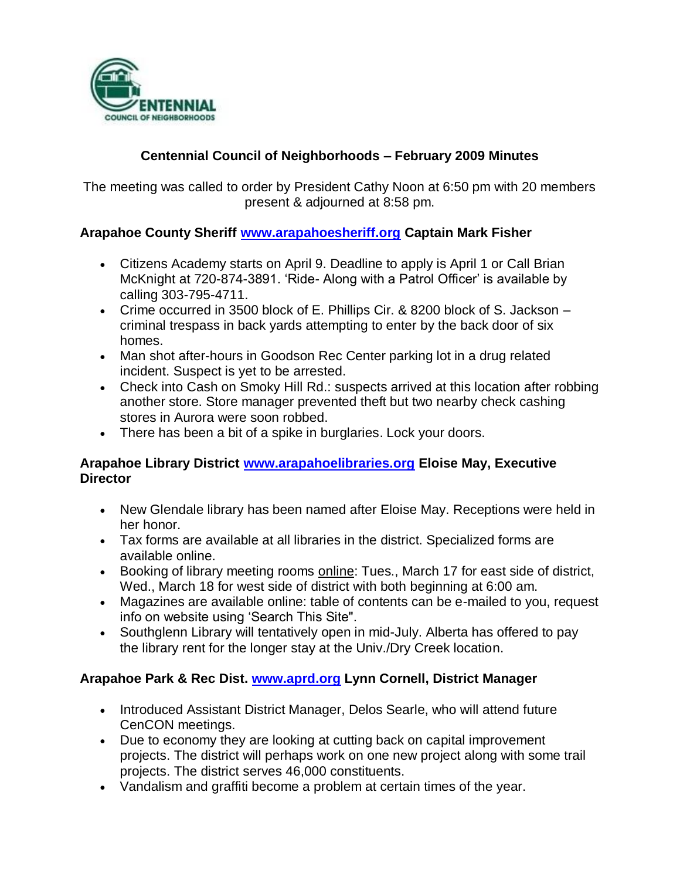# Centennial Council of Neighborhoods – February 2009 Minutes

The meeting was called to order by President Cathy Noon at 6:50 pm with 20 members present & adjourned at 8:58 pm.

### Arapahoe County Sheriff www.arapahoesheriff.org Captain Mark Fisher

- Citizens Academy starts on April 9. Deadline to apply is April 1 or Call Brian McKnight at 720-874-3891. 'Ride- Along with a Patrol Officer' is available by calling 303-795-4711.
- Crime occurred in 3500 block of E. Phillips Cir. & 8200 block of S. Jackson – criminal trespass in back yards attempting to enter by the back door of six homes.
- Man shot after-hours in Goodson Rec Center parking lot in a drug related incident. Suspect is yet to be arrested.
- Check into Cash on Smoky Hill Rd.: suspects arrived at this location after robbing another store. Store manager prevented theft but two nearby check cashing stores in Aurora were soon robbed.
- There has been a bit of a spike in burglaries. Lock your doors.

### Arapahoe Library District www.arapahoelibraries.org Eloise May, Executive Director

- New Glendale library has been named after Eloise May. Receptions were held in her honor.
- Tax forms are available at all libraries in the district. Specialized forms are available online.
- Booking of library meeting rooms online: Tues., March 17 for east side of district, Wed., March 18 for west side of district with both beginning at 6:00 am.
- Magazines are available online: table of contents can be e-mailed to you, request info on website using 'Search This Site".
- Southglenn Library will tentatively open in mid-July. Alberta has offered to pay the library rent for the longer stay at the Univ./Dry Creek location.

### Arapahoe Park & Rec Dist. www.aprd.org Lynn Cornell, District Manager

- Introduced Assistant District Manager, Delos Searle, who will attend future CenCON meetings.
- Due to economy they are looking at cutting back on capital improvement projects. The district will perhaps work on one new project along with some trail projects. The district serves 46,000 constituents.
- Vandalism and graffiti become a problem at certain times of the year.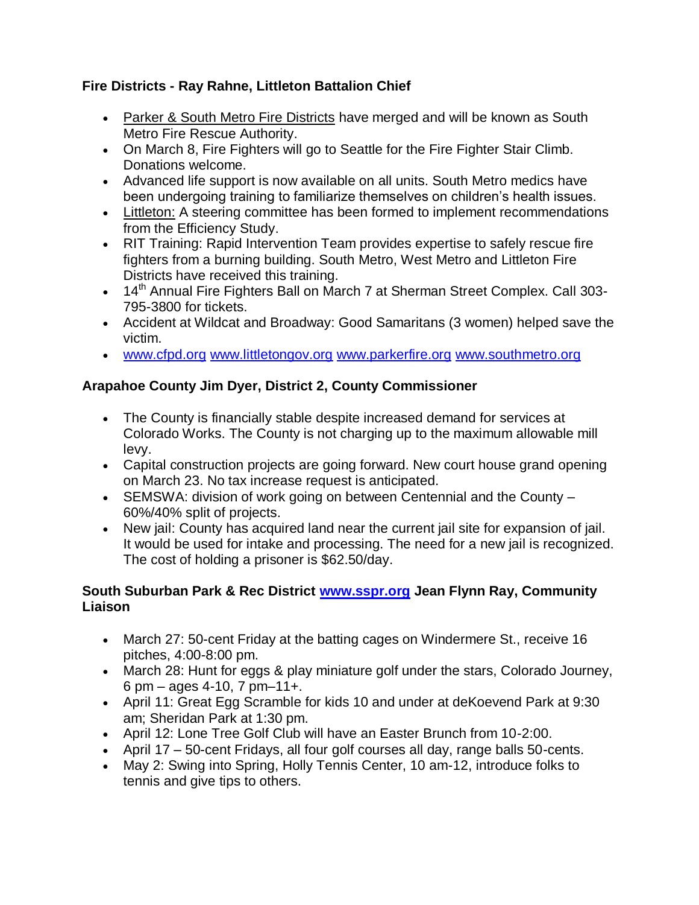**Fire Districts - Ray Rahne, Littleton Battalion Chief**

- Parker & South Metro Fire Districts have merged and will be known as South Metro Fire Rescue Authority.
- On March 8, Fire Fighters will go to Seattle for the Fire Fighter Stair Climb. Donations welcome.
- Advanced life support is now available on all units. South Metro medics have been undergoing training to familiarize themselves on children's health issues.
- Littleton: A steering committee has been formed to implement recommendations from the Efficiency Study.
- RIT Training: Rapid Intervention Team provides expertise to safely rescue fire fighters from a burning building. South Metro, West Metro and Littleton Fire Districts have received this training.
- 14th Annual Fire Fighters Ball on March 7 at Sherman Street Complex. Call 303-795-3800 for tickets.
- Accident at Wildcat and Broadway: Good Samaritans (3 women) helped save the victim.
- www.cfpd.org www.littletongov.org www.parkerfire.org www.southmetro.org

**Arapahoe County Jim Dyer, District 2, County Commissioner**

- The County is financially stable despite increased demand for services at Colorado Works. The County is not charging up to the maximum allowable mill levy.
- Capital construction projects are going forward. New court house grand opening on March 23. No tax increase request is anticipated.
- SEMSWA: division of work going on between Centennial and the County – 60%/40% split of projects.
- New jail: County has acquired land near the current jail site for expansion of jail. It would be used for intake and processing. The need for a new jail is recognized. The cost of holding a prisoner is $62.50/day.

**South Suburban Park & Rec District www.sspr.org Jean Flynn Ray, Community Liaison**

- March 27: 50-cent Friday at the batting cages on Windermere St., receive 16 pitches, 4:00-8:00 pm.
- March 28: Hunt for eggs & play miniature golf under the stars, Colorado Journey, 6 pm – ages 4-10, 7 pm–11+.
- April 11: Great Egg Scramble for kids 10 and under at deKoevend Park at 9:30 am; Sheridan Park at 1:30 pm.
- April 12: Lone Tree Golf Club will have an Easter Brunch from 10-2:00.
- April 17 – 50-cent Fridays, all four golf courses all day, range balls 50-cents.
- May 2: Swing into Spring, Holly Tennis Center, 10 am-12, introduce folks to tennis and give tips to others.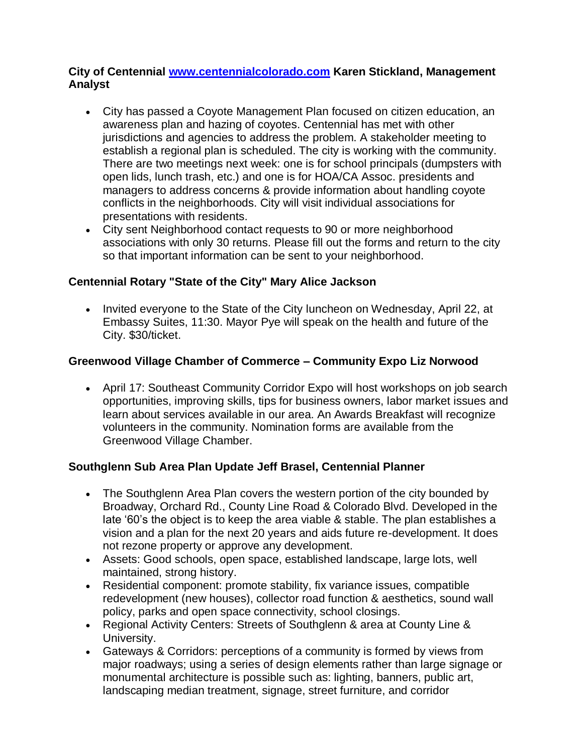**City of Centennial [www.centennialcolorado.com](http://www.centennialcolorado.com) Karen Stickland, Management Analyst**

- City has passed a Coyote Management Plan focused on citizen education, an awareness plan and hazing of coyotes. Centennial has met with other jurisdictions and agencies to address the problem. A stakeholder meeting to establish a regional plan is scheduled. The city is working with the community. There are two meetings next week: one is for school principals (dumpsters with open lids, lunch trash, etc.) and one is for HOA/CA Assoc. presidents and managers to address concerns & provide information about handling coyote conflicts in the neighborhoods. City will visit individual associations for presentations with residents.
- City sent Neighborhood contact requests to 90 or more neighborhood associations with only 30 returns. Please fill out the forms and return to the city so that important information can be sent to your neighborhood.

**Centennial Rotary "State of the City" Mary Alice Jackson**

- Invited everyone to the State of the City luncheon on Wednesday, April 22, at Embassy Suites, 11:30. Mayor Pye will speak on the health and future of the City. $30/ticket.

**Greenwood Village Chamber of Commerce – Community Expo Liz Norwood**

- April 17: Southeast Community Corridor Expo will host workshops on job search opportunities, improving skills, tips for business owners, labor market issues and learn about services available in our area. An Awards Breakfast will recognize volunteers in the community. Nomination forms are available from the Greenwood Village Chamber.

**Southglenn Sub Area Plan Update Jeff Brasel, Centennial Planner**

- The Southglenn Area Plan covers the western portion of the city bounded by Broadway, Orchard Rd., County Line Road & Colorado Blvd. Developed in the late '60's the object is to keep the area viable & stable. The plan establishes a vision and a plan for the next 20 years and aids future re-development. It does not rezone property or approve any development.
- Assets: Good schools, open space, established landscape, large lots, well maintained, strong history.
- Residential component: promote stability, fix variance issues, compatible redevelopment (new houses), collector road function & aesthetics, sound wall policy, parks and open space connectivity, school closings.
- Regional Activity Centers: Streets of Southglenn & area at County Line & University.
- Gateways & Corridors: perceptions of a community is formed by views from major roadways; using a series of design elements rather than large signage or monumental architecture is possible such as: lighting, banners, public art, landscaping median treatment, signage, street furniture, and corridor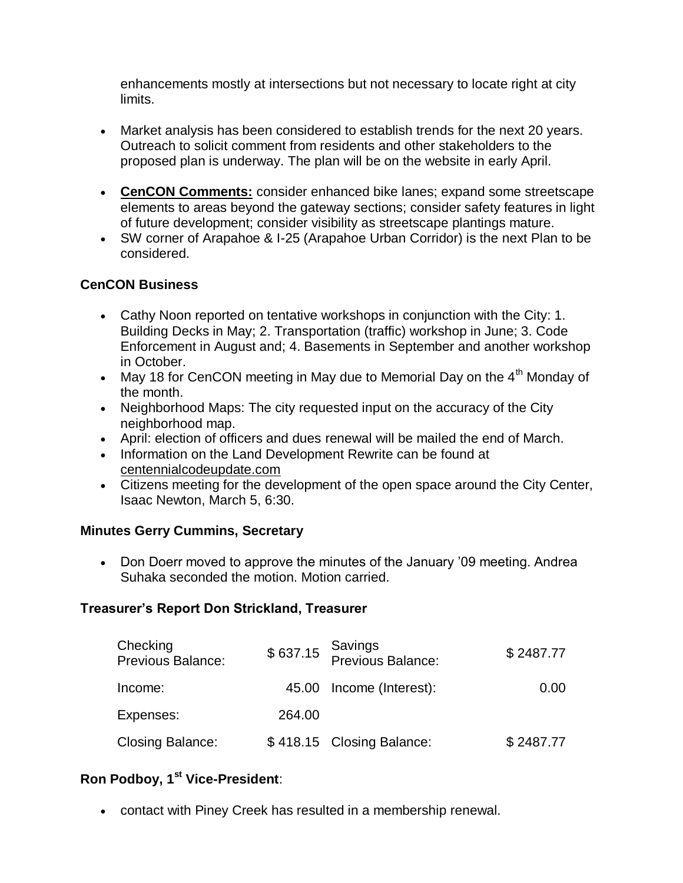enhancements mostly at intersections but not necessary to locate right at city limits.

- Market analysis has been considered to establish trends for the next 20 years. Outreach to solicit comment from residents and other stakeholders to the proposed plan is underway. The plan will be on the website in early April.

- **CenCON Comments:** consider enhanced bike lanes; expand some streetscape elements to areas beyond the gateway sections; consider safety features in light of future development; consider visibility as streetscape plantings mature.
- SW corner of Arapahoe & I-25 (Arapahoe Urban Corridor) is the next Plan to be considered.

### CenCON Business

- Cathy Noon reported on tentative workshops in conjunction with the City: 1. Building Decks in May; 2. Transportation (traffic) workshop in June; 3. Code Enforcement in August and; 4. Basements in September and another workshop in October.
- May 18 for CenCON meeting in May due to Memorial Day on the 4th Monday of the month.
- Neighborhood Maps: The city requested input on the accuracy of the City neighborhood map.
- April: election of officers and dues renewal will be mailed the end of March.
- Information on the Land Development Rewrite can be found at centennialcodeupdate.com
- Citizens meeting for the development of the open space around the City Center, Isaac Newton, March 5, 6:30.

### Minutes Gerry Cummins, Secretary

- Don Doerr moved to approve the minutes of the January '09 meeting. Andrea Suhaka seconded the motion. Motion carried.

### Treasurer's Report Don Strickland, Treasurer

| Checking | | Savings | |
|---|---|---|---|
| Previous Balance: | $ 637.15 | Previous Balance: | $ 2487.77 |
| Income: | 45.00 | Income (Interest): | 0.00 |
| Expenses: | 264.00 | | |
| Closing Balance: | $ 418.15 | Closing Balance: | $ 2487.77 |

### Ron Podboy, 1st Vice-President:

- contact with Piney Creek has resulted in a membership renewal.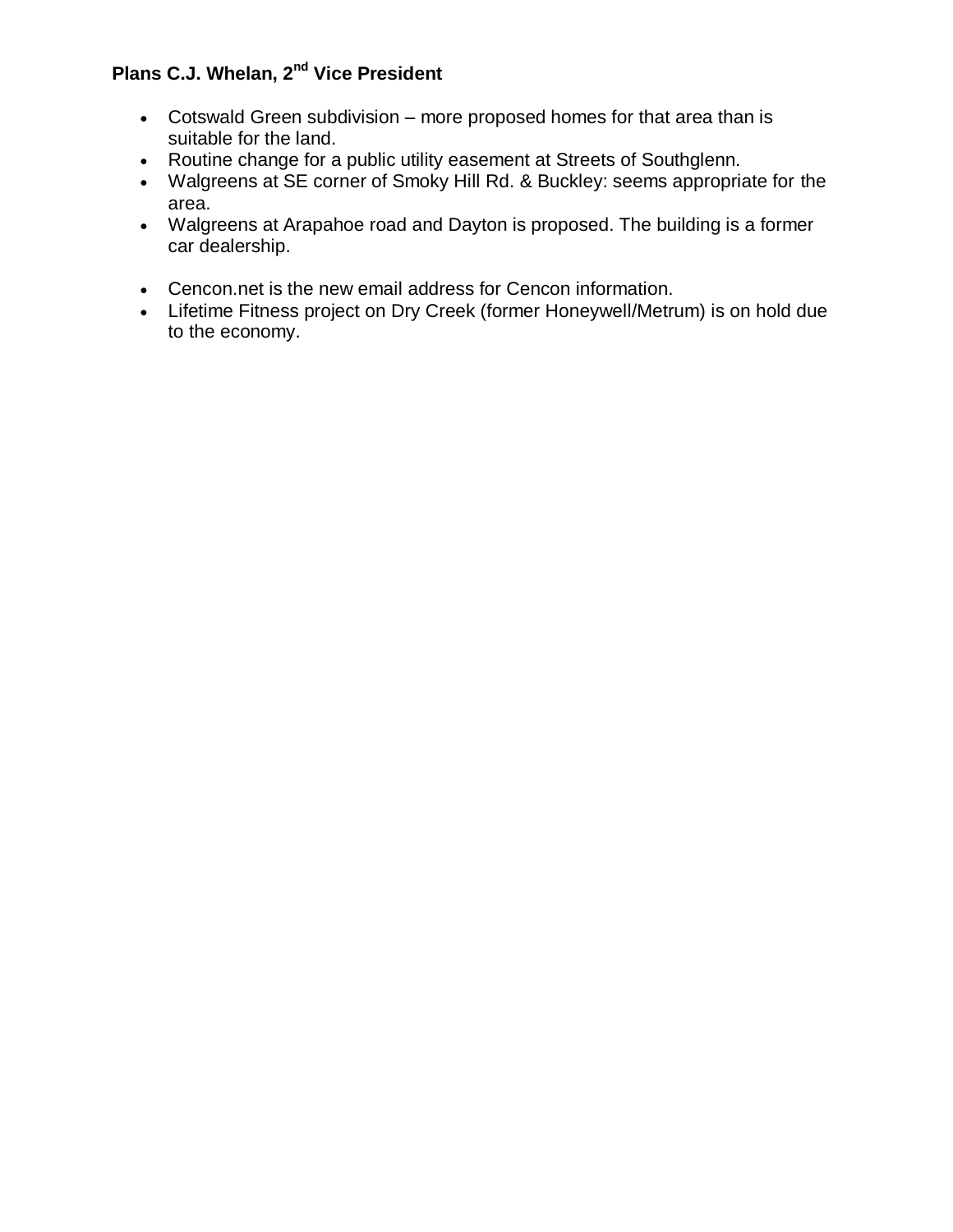**Plans C.J. Whelan, 2nd Vice President**

- Cotswald Green subdivision – more proposed homes for that area than is suitable for the land.
- Routine change for a public utility easement at Streets of Southglenn.
- Walgreens at SE corner of Smoky Hill Rd. & Buckley: seems appropriate for the area.
- Walgreens at Arapahoe road and Dayton is proposed. The building is a former car dealership.

- Cencon.net is the new email address for Cencon information.
- Lifetime Fitness project on Dry Creek (former Honeywell/Metrum) is on hold due to the economy.